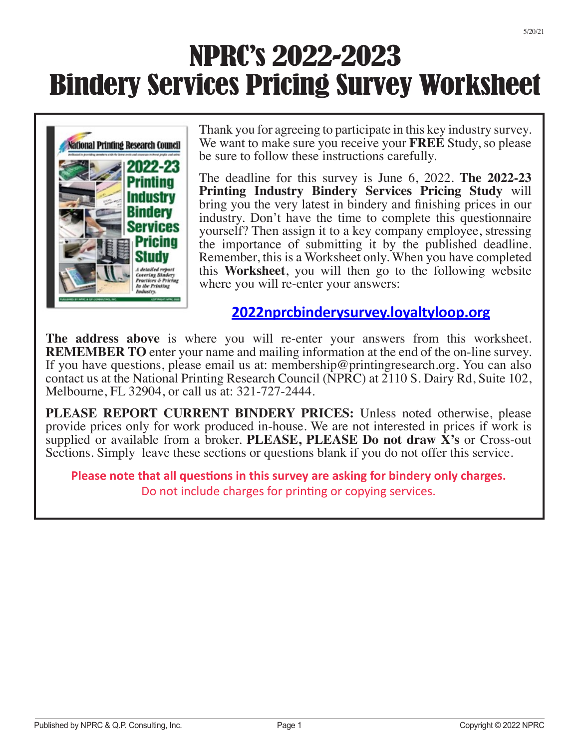5/20/21

# NPRC's 2022-2023 Bindery Services Pricing Survey Worksheet

Thank you for agreeing to participate in this key industry survey. We want to make sure you receive your **FREE** Study, so please be sure to follow these instructions carefully.

The deadline for this survey is June 6, 2022. **The 2022-23 Printing Industry Bindery Services Pricing Study** will bring you the very latest in bindery and finishing prices in our industry. Don't have the time to complete this questionnaire yourself? Then assign it to a key company employee, stressing the importance of submitting it by the published deadline. Remember, this is a Worksheet only. When you have completed this **Worksheet**, you will then go to the following website where you will re-enter your answers:

**2022nprcbinderysurvey.loyaltyloop.org**

**The address above** is where you will re-enter your answers from this worksheet. **REMEMBER TO** enter your name and mailing information at the end of the on-line survey. If you have questions, please email us at: membership@printingresearch.org. You can also contact us at the National Printing Research Council (NPRC) at 2110 S. Dairy Rd, Suite 102, Melbourne, FL 32904, or call us at: 321-727-2444.

**PLEASE REPORT CURRENT BINDERY PRICES:** Unless noted otherwise, please provide prices only for work produced in-house. We are not interested in prices if work is supplied or available from a broker. **PLEASE, PLEASE Do not draw X's** or Cross-out Sections. Simply leave these sections or questions blank if you do not offer this service.

**Please note that all questions in this survey are asking for bindery only charges.**
Do not include charges for printing or copying services.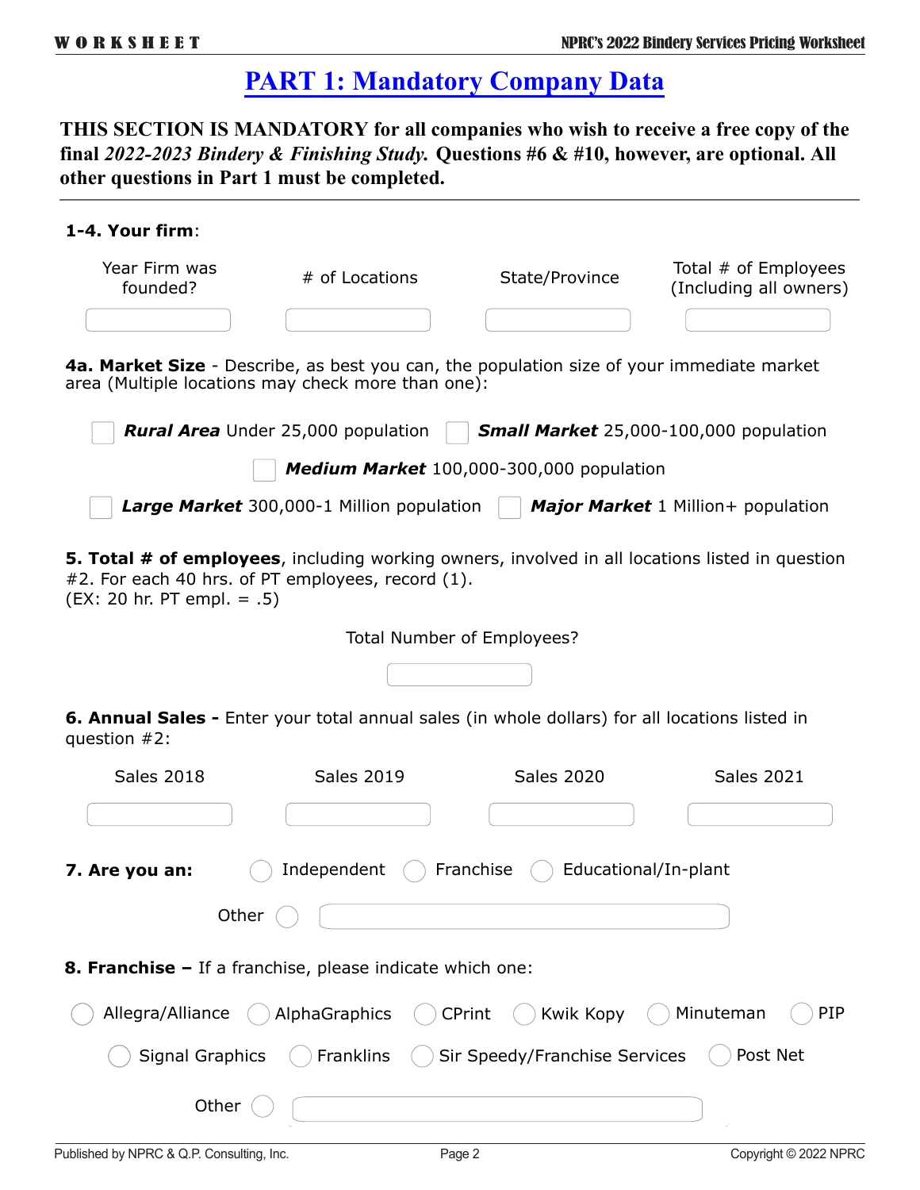# PART 1: Mandatory Company Data

**THIS SECTION IS MANDATORY for all companies who wish to receive a free copy of the final *2022-2023 Bindery & Finishing Study.* Questions #6 & #10, however, are optional. All other questions in Part 1 must be completed.**

**1-4. Your firm**:

| Year Firm was founded? | # of Locations | State/Province | Total # of Employees (Including all owners) |
|---|---|---|---|
| | | | |

**4a. Market Size** - Describe, as best you can, the population size of your immediate market area (Multiple locations may check more than one):

- ☐ ***Rural Area*** Under 25,000 population
- ☐ ***Small Market*** 25,000-100,000 population
- ☐ ***Medium Market*** 100,000-300,000 population
- ☐ ***Large Market*** 300,000-1 Million population
- ☐ ***Major Market*** 1 Million+ population

**5. Total # of employees**, including working owners, involved in all locations listed in question #2. For each 40 hrs. of PT employees, record (1).
(EX: 20 hr. PT empl. = .5)

Total Number of Employees?

**6. Annual Sales -** Enter your total annual sales (in whole dollars) for all locations listed in question #2:

| Sales 2018 | Sales 2019 | Sales 2020 | Sales 2021 |
|---|---|---|---|
| | | | |

**7. Are you an:** ◯ Independent ◯ Franchise ◯ Educational/In-plant

Other ◯

**8. Franchise –** If a franchise, please indicate which one:

◯ Allegra/Alliance ◯ AlphaGraphics ◯ CPrint ◯ Kwik Kopy ◯ Minuteman ◯ PIP

◯ Signal Graphics ◯ Franklins ◯ Sir Speedy/Franchise Services ◯ Post Net

Other ◯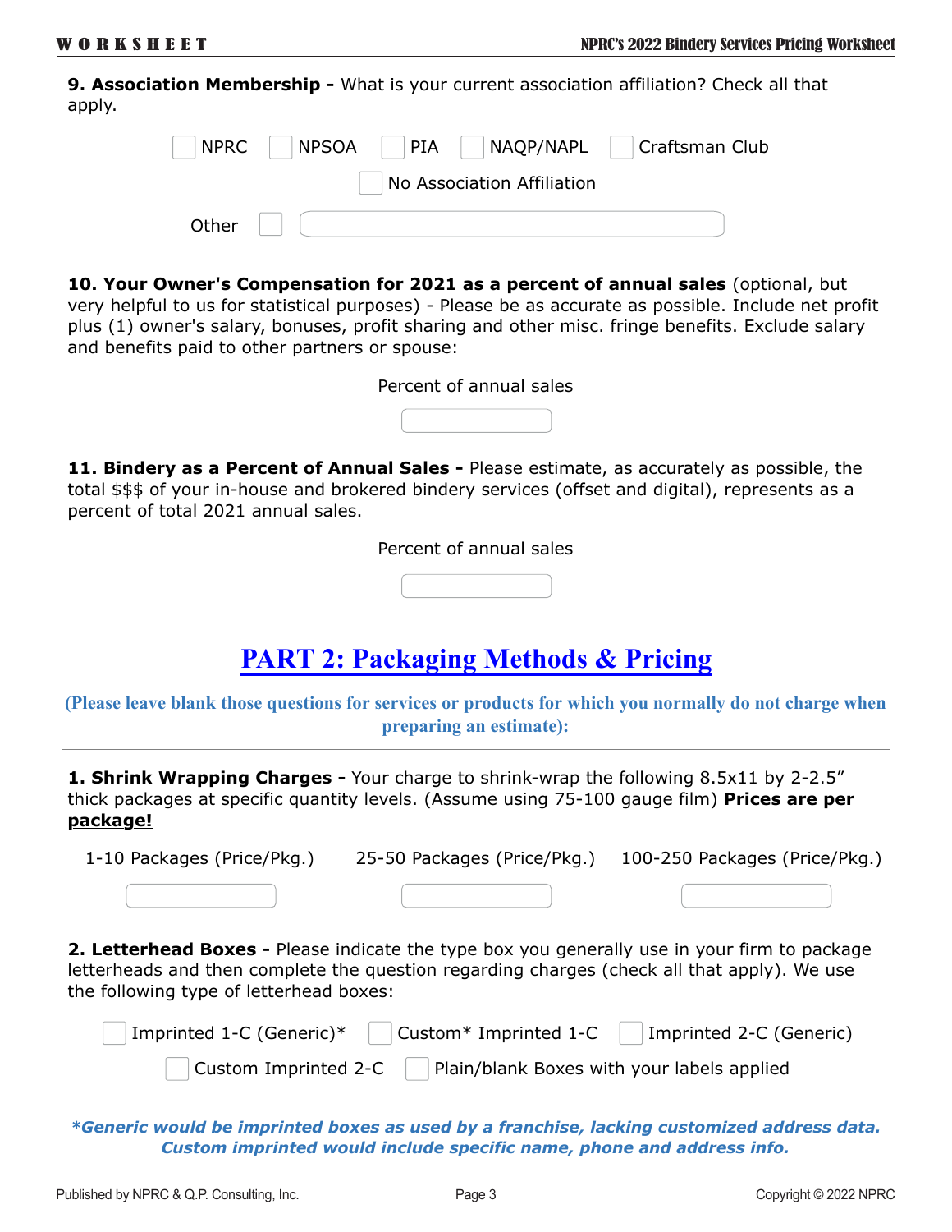**9. Association Membership -** What is your current association affiliation? Check all that apply.

☐ NPRC ☐ NPSOA ☐ PIA ☐ NAQP/NAPL ☐ Craftsman Club

☐ No Association Affiliation

Other ☐ ________________

**10. Your Owner's Compensation for 2021 as a percent of annual sales** (optional, but very helpful to us for statistical purposes) - Please be as accurate as possible. Include net profit plus (1) owner's salary, bonuses, profit sharing and other misc. fringe benefits. Exclude salary and benefits paid to other partners or spouse:

Percent of annual sales

________

**11. Bindery as a Percent of Annual Sales -** Please estimate, as accurately as possible, the total $$$ of your in-house and brokered bindery services (offset and digital), represents as a percent of total 2021 annual sales.

Percent of annual sales

________

# PART 2: Packaging Methods & Pricing

**(Please leave blank those questions for services or products for which you normally do not charge when preparing an estimate):**

---

**1. Shrink Wrapping Charges -** Your charge to shrink-wrap the following 8.5x11 by 2-2.5" thick packages at specific quantity levels. (Assume using 75-100 gauge film) **Prices are per package!**

| 1-10 Packages (Price/Pkg.) | 25-50 Packages (Price/Pkg.) | 100-250 Packages (Price/Pkg.) |
|---|---|---|
| | | |

**2. Letterhead Boxes -** Please indicate the type box you generally use in your firm to package letterheads and then complete the question regarding charges (check all that apply). We use the following type of letterhead boxes:

☐ Imprinted 1-C (Generic)* ☐ Custom* Imprinted 1-C ☐ Imprinted 2-C (Generic)

☐ Custom Imprinted 2-C ☐ Plain/blank Boxes with your labels applied

***Generic would be imprinted boxes as used by a franchise, lacking customized address data. Custom imprinted would include specific name, phone and address info.***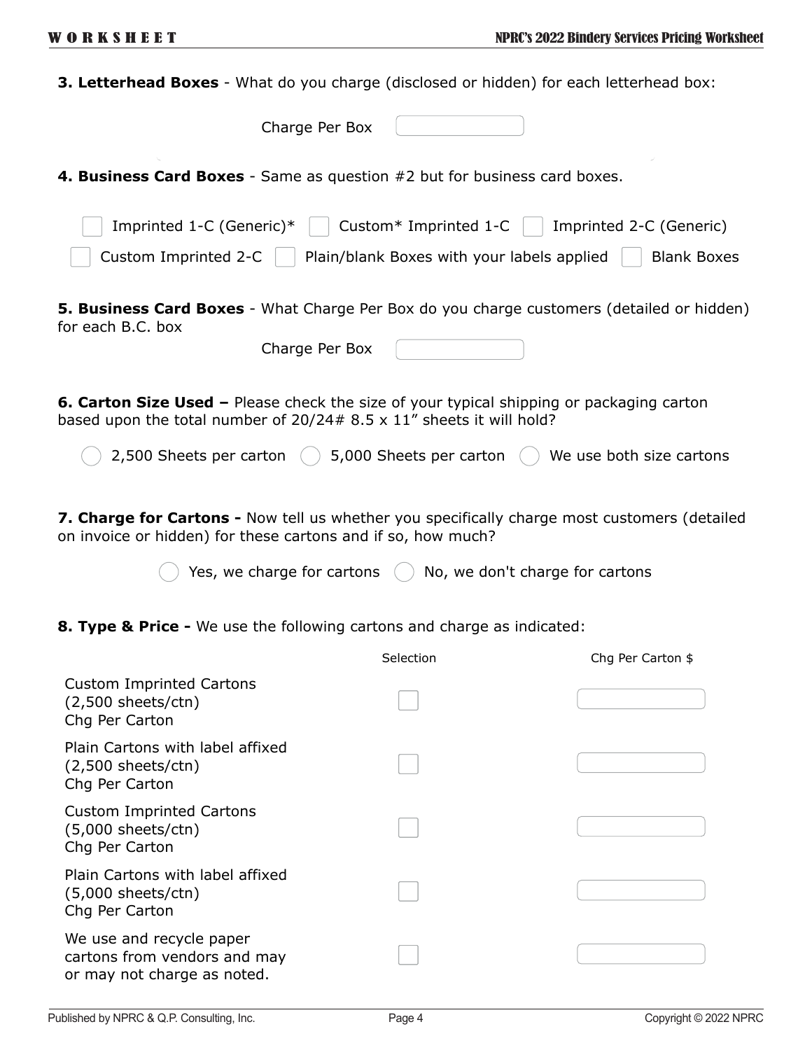**3. Letterhead Boxes** - What do you charge (disclosed or hidden) for each letterhead box:

Charge Per Box

**4. Business Card Boxes** - Same as question #2 but for business card boxes.

- [ ] Imprinted 1-C (Generic)*
- [ ] Custom* Imprinted 1-C
- [ ] Imprinted 2-C (Generic)
- [ ] Custom Imprinted 2-C
- [ ] Plain/blank Boxes with your labels applied
- [ ] Blank Boxes

**5. Business Card Boxes** - What Charge Per Box do you charge customers (detailed or hidden) for each B.C. box

Charge Per Box

**6. Carton Size Used –** Please check the size of your typical shipping or packaging carton based upon the total number of 20/24# 8.5 x 11" sheets it will hold?

- ( ) 2,500 Sheets per carton
- ( ) 5,000 Sheets per carton
- ( ) We use both size cartons

**7. Charge for Cartons -** Now tell us whether you specifically charge most customers (detailed on invoice or hidden) for these cartons and if so, how much?

- ( ) Yes, we charge for cartons
- ( ) No, we don't charge for cartons

**8. Type & Price -** We use the following cartons and charge as indicated:

| | Selection | Chg Per Carton $ |
|---|---|---|
| Custom Imprinted Cartons (2,500 sheets/ctn) Chg Per Carton | [ ] | |
| Plain Cartons with label affixed (2,500 sheets/ctn) Chg Per Carton | [ ] | |
| Custom Imprinted Cartons (5,000 sheets/ctn) Chg Per Carton | [ ] | |
| Plain Cartons with label affixed (5,000 sheets/ctn) Chg Per Carton | [ ] | |
| We use and recycle paper cartons from vendors and may or may not charge as noted. | [ ] | |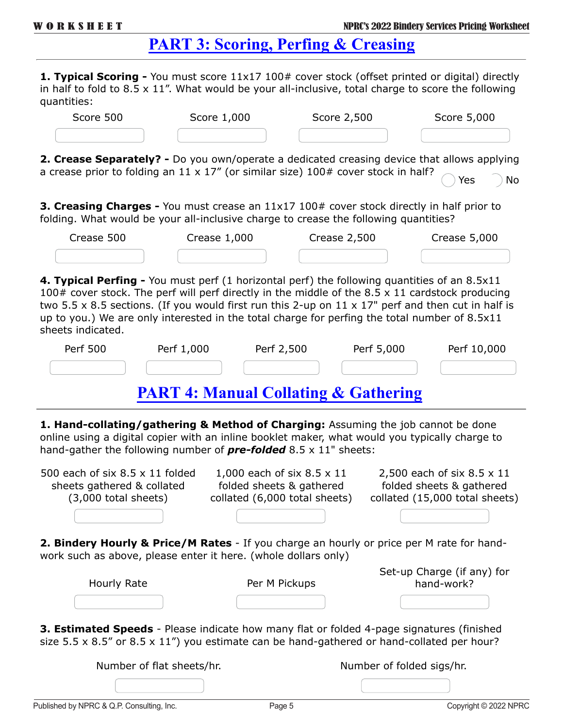## PART 3: Scoring, Perfing & Creasing

**1. Typical Scoring -** You must score 11x17 100# cover stock (offset printed or digital) directly in half to fold to 8.5 x 11". What would be your all-inclusive, total charge to score the following quantities:

| Score 500 | Score 1,000 | Score 2,500 | Score 5,000 |
|---|---|---|---|
| | | | |

**2. Crease Separately? -** Do you own/operate a dedicated creasing device that allows applying a crease prior to folding an 11 x 17" (or similar size) 100# cover stock in half? ◯ Yes ◯ No

**3. Creasing Charges -** You must crease an 11x17 100# cover stock directly in half prior to folding. What would be your all-inclusive charge to crease the following quantities?

| Crease 500 | Crease 1,000 | Crease 2,500 | Crease 5,000 |
|---|---|---|---|
| | | | |

**4. Typical Perfing -** You must perf (1 horizontal perf) the following quantities of an 8.5x11 100# cover stock. The perf will perf directly in the middle of the 8.5 x 11 cardstock producing two 5.5 x 8.5 sections. (If you would first run this 2-up on 11 x 17" perf and then cut in half is up to you.) We are only interested in the total charge for perfing the total number of 8.5x11 sheets indicated.

| Perf 500 | Perf 1,000 | Perf 2,500 | Perf 5,000 | Perf 10,000 |
|---|---|---|---|---|
| | | | | |

## PART 4: Manual Collating & Gathering

**1. Hand-collating/gathering & Method of Charging:** Assuming the job cannot be done online using a digital copier with an inline booklet maker, what would you typically charge to hand-gather the following number of ***pre-folded*** 8.5 x 11" sheets:

| 500 each of six 8.5 x 11 folded sheets gathered & collated (3,000 total sheets) | 1,000 each of six 8.5 x 11 folded sheets & gathered collated (6,000 total sheets) | 2,500 each of six 8.5 x 11 folded sheets & gathered collated (15,000 total sheets) |
|---|---|---|
| | | |

**2. Bindery Hourly & Price/M Rates** - If you charge an hourly or price per M rate for hand-work such as above, please enter it here. (whole dollars only)

| Hourly Rate | Per M Pickups | Set-up Charge (if any) for hand-work? |
|---|---|---|
| | | |

**3. Estimated Speeds** - Please indicate how many flat or folded 4-page signatures (finished size 5.5 x 8.5" or 8.5 x 11") you estimate can be hand-gathered or hand-collated per hour?

| Number of flat sheets/hr. | Number of folded sigs/hr. |
|---|---|
| | |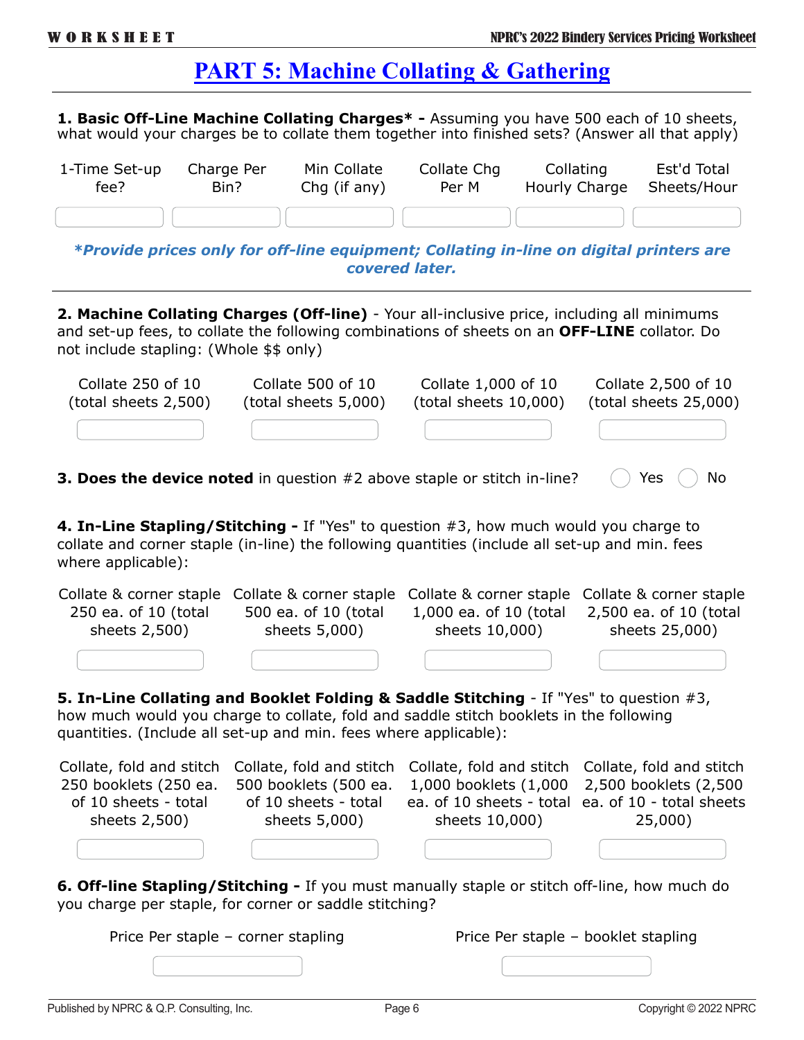# PART 5: Machine Collating & Gathering

---

**1. Basic Off-Line Machine Collating Charges* -** Assuming you have 500 each of 10 sheets, what would your charges be to collate them together into finished sets? (Answer all that apply)

| 1-Time Set-up fee? | Charge Per Bin? | Min Collate Chg (if any) | Collate Chg Per M | Collating Hourly Charge | Est'd Total Sheets/Hour |
|---|---|---|---|---|---|
| | | | | | |

***Provide prices only for off-line equipment; Collating in-line on digital printers are covered later.***

---

**2. Machine Collating Charges (Off-line)** - Your all-inclusive price, including all minimums and set-up fees, to collate the following combinations of sheets on an **OFF-LINE** collator. Do not include stapling: (Whole $$ only)

| Collate 250 of 10 (total sheets 2,500) | Collate 500 of 10 (total sheets 5,000) | Collate 1,000 of 10 (total sheets 10,000) | Collate 2,500 of 10 (total sheets 25,000) |
|---|---|---|---|
| | | | |

**3. Does the device noted** in question #2 above staple or stitch in-line? ◯ Yes ◯ No

**4. In-Line Stapling/Stitching -** If "Yes" to question #3, how much would you charge to collate and corner staple (in-line) the following quantities (include all set-up and min. fees where applicable):

| Collate & corner staple 250 ea. of 10 (total sheets 2,500) | Collate & corner staple 500 ea. of 10 (total sheets 5,000) | Collate & corner staple 1,000 ea. of 10 (total sheets 10,000) | Collate & corner staple 2,500 ea. of 10 (total sheets 25,000) |
|---|---|---|---|
| | | | |

**5. In-Line Collating and Booklet Folding & Saddle Stitching** - If "Yes" to question #3, how much would you charge to collate, fold and saddle stitch booklets in the following quantities. (Include all set-up and min. fees where applicable):

| Collate, fold and stitch 250 booklets (250 ea. of 10 sheets - total sheets 2,500) | Collate, fold and stitch 500 booklets (500 ea. of 10 sheets - total sheets 5,000) | Collate, fold and stitch 1,000 booklets (1,000 ea. of 10 sheets - total sheets 10,000) | Collate, fold and stitch 2,500 booklets (2,500 ea. of 10 - total sheets 25,000) |
|---|---|---|---|
| | | | |

**6. Off-line Stapling/Stitching -** If you must manually staple or stitch off-line, how much do you charge per staple, for corner or saddle stitching?

| Price Per staple – corner stapling | Price Per staple – booklet stapling |
|---|---|
| | |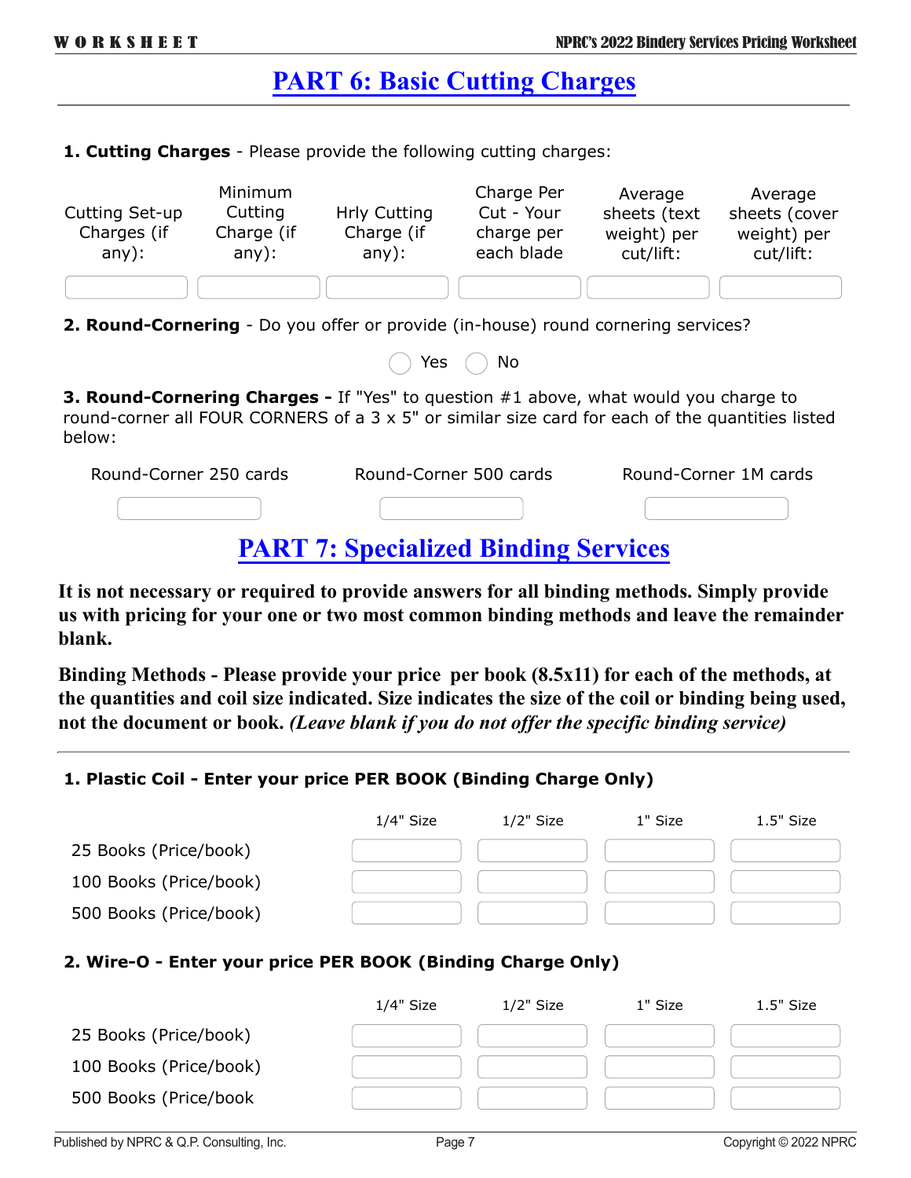# PART 6: Basic Cutting Charges

**1. Cutting Charges** - Please provide the following cutting charges:

| Cutting Set-up Charges (if any): | Minimum Cutting Charge (if any): | Hrly Cutting Charge (if any): | Charge Per Cut - Your charge per each blade | Average sheets (text weight) per cut/lift: | Average sheets (cover weight) per cut/lift: |
|---|---|---|---|---|---|
| | | | | | |

**2. Round-Cornering** - Do you offer or provide (in-house) round cornering services?

Yes   No

**3. Round-Cornering Charges -** If "Yes" to question #1 above, what would you charge to round-corner all FOUR CORNERS of a 3 x 5" or similar size card for each of the quantities listed below:

| Round-Corner 250 cards | Round-Corner 500 cards | Round-Corner 1M cards |
|---|---|---|
| | | |

# PART 7: Specialized Binding Services

**It is not necessary or required to provide answers for all binding methods. Simply provide us with pricing for your one or two most common binding methods and leave the remainder blank.**

**Binding Methods - Please provide your price per book (8.5x11) for each of the methods, at the quantities and coil size indicated. Size indicates the size of the coil or binding being used, not the document or book.** ***(Leave blank if you do not offer the specific binding service)***

**1. Plastic Coil - Enter your price PER BOOK (Binding Charge Only)**

| | 1/4" Size | 1/2" Size | 1" Size | 1.5" Size |
|---|---|---|---|---|
| 25 Books (Price/book) | | | | |
| 100 Books (Price/book) | | | | |
| 500 Books (Price/book) | | | | |

**2. Wire-O - Enter your price PER BOOK (Binding Charge Only)**

| | 1/4" Size | 1/2" Size | 1" Size | 1.5" Size |
|---|---|---|---|---|
| 25 Books (Price/book) | | | | |
| 100 Books (Price/book) | | | | |
| 500 Books (Price/book | | | | |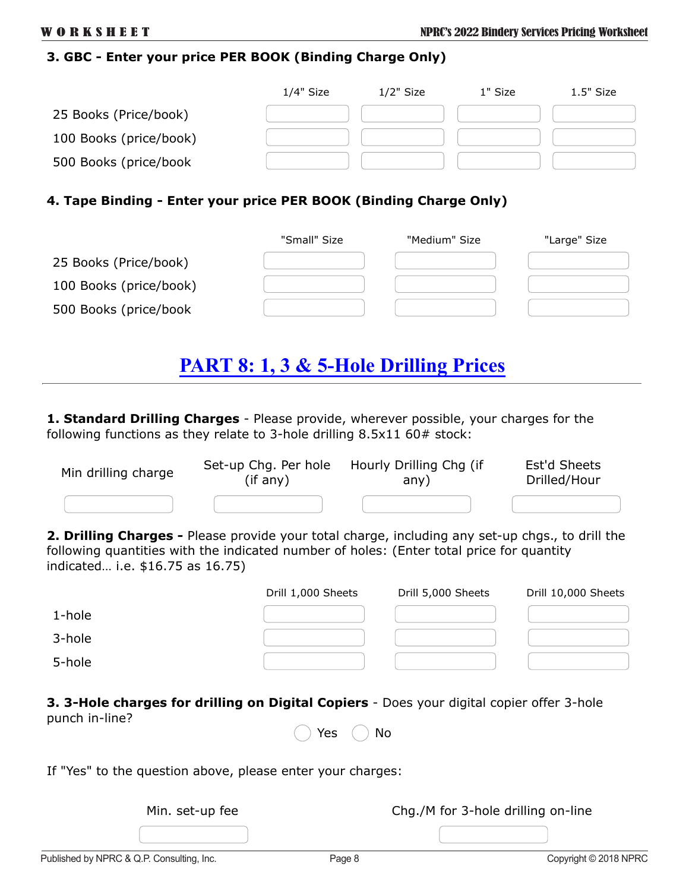### 3. GBC - Enter your price PER BOOK (Binding Charge Only)

| | 1/4" Size | 1/2" Size | 1" Size | 1.5" Size |
|---|---|---|---|---|
| 25 Books (Price/book) | | | | |
| 100 Books (price/book) | | | | |
| 500 Books (price/book | | | | |

### 4. Tape Binding - Enter your price PER BOOK (Binding Charge Only)

| | "Small" Size | "Medium" Size | "Large" Size |
|---|---|---|---|
| 25 Books (Price/book) | | | |
| 100 Books (price/book) | | | |
| 500 Books (price/book | | | |

## PART 8: 1, 3 & 5-Hole Drilling Prices

**1. Standard Drilling Charges** - Please provide, wherever possible, your charges for the following functions as they relate to 3-hole drilling 8.5x11 60# stock:

| Min drilling charge | Set-up Chg. Per hole (if any) | Hourly Drilling Chg (if any) | Est'd Sheets Drilled/Hour |
|---|---|---|---|
| | | | |

**2. Drilling Charges -** Please provide your total charge, including any set-up chgs., to drill the following quantities with the indicated number of holes: (Enter total price for quantity indicated… i.e. $16.75 as 16.75)

| | Drill 1,000 Sheets | Drill 5,000 Sheets | Drill 10,000 Sheets |
|---|---|---|---|
| 1-hole | | | |
| 3-hole | | | |
| 5-hole | | | |

**3. 3-Hole charges for drilling on Digital Copiers** - Does your digital copier offer 3-hole punch in-line?

Yes No

If "Yes" to the question above, please enter your charges:

| Min. set-up fee | Chg./M for 3-hole drilling on-line |
|---|---|
| | |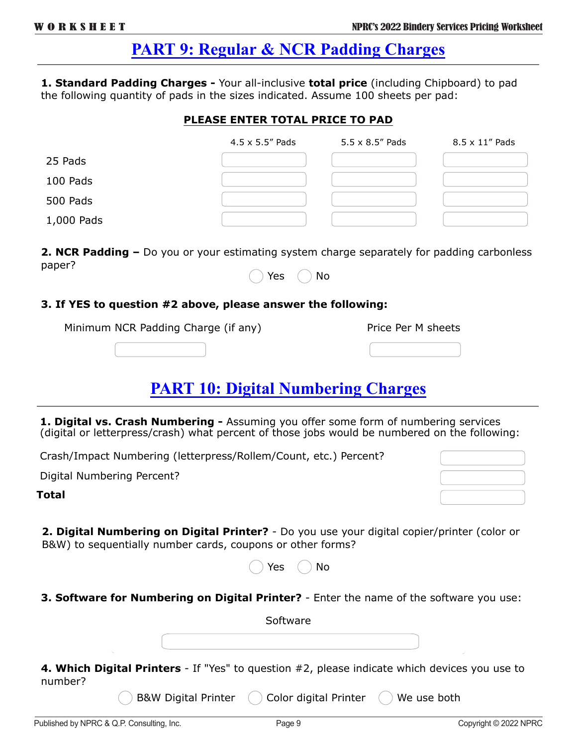# PART 9: Regular & NCR Padding Charges

**1. Standard Padding Charges -** Your all-inclusive **total price** (including Chipboard) to pad the following quantity of pads in the sizes indicated. Assume 100 sheets per pad:

**PLEASE ENTER TOTAL PRICE TO PAD**

| | 4.5 x 5.5" Pads | 5.5 x 8.5" Pads | 8.5 x 11" Pads |
|---|---|---|---|
| 25 Pads | | | |
| 100 Pads | | | |
| 500 Pads | | | |
| 1,000 Pads | | | |

**2. NCR Padding –** Do you or your estimating system charge separately for padding carbonless paper?

◯ Yes ◯ No

**3. If YES to question #2 above, please answer the following:**

| Minimum NCR Padding Charge (if any) | Price Per M sheets |
|---|---|
| | |

# PART 10: Digital Numbering Charges

**1. Digital vs. Crash Numbering -** Assuming you offer some form of numbering services (digital or letterpress/crash) what percent of those jobs would be numbered on the following:

| | |
|---|---|
| Crash/Impact Numbering (letterpress/Rollem/Count, etc.) Percent? | |
| Digital Numbering Percent? | |
| **Total** | |

**2. Digital Numbering on Digital Printer?** - Do you use your digital copier/printer (color or B&W) to sequentially number cards, coupons or other forms?

◯ Yes ◯ No

**3. Software for Numbering on Digital Printer?** - Enter the name of the software you use:

Software

**4. Which Digital Printers** - If "Yes" to question #2, please indicate which devices you use to number?

◯ B&W Digital Printer ◯ Color digital Printer ◯ We use both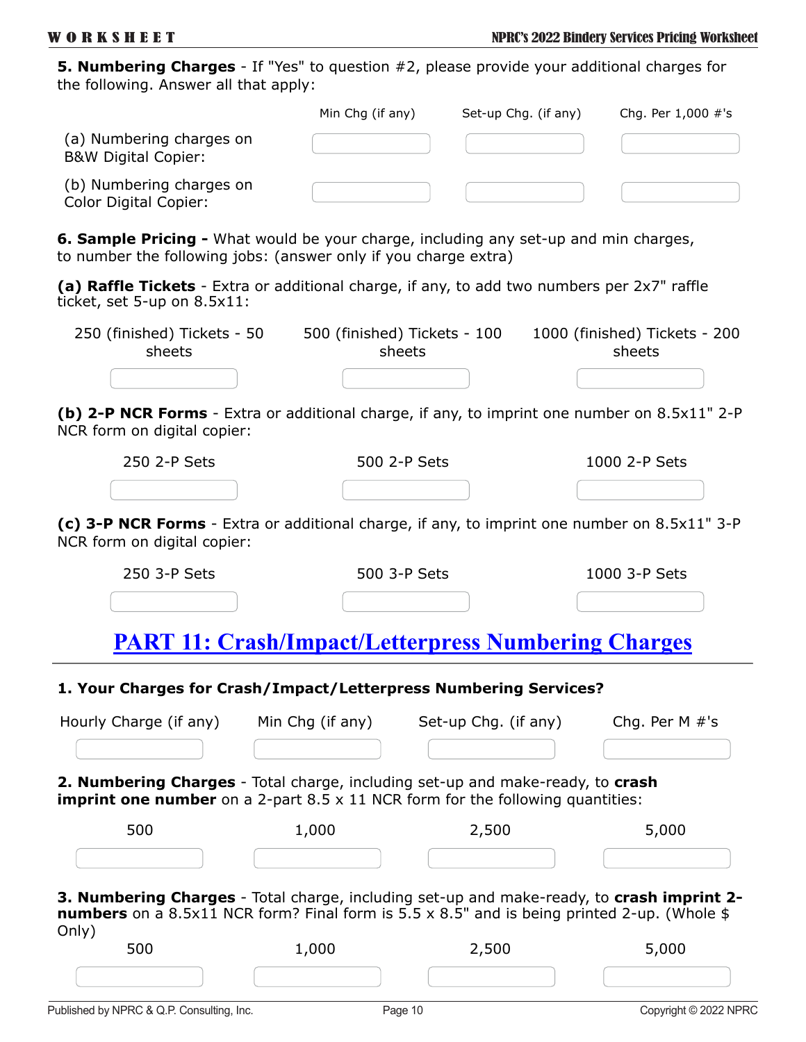**5. Numbering Charges** - If "Yes" to question #2, please provide your additional charges for the following. Answer all that apply:

| | Min Chg (if any) | Set-up Chg. (if any) | Chg. Per 1,000 #'s |
|---|---|---|---|
| (a) Numbering charges on B&W Digital Copier: | | | |
| (b) Numbering charges on Color Digital Copier: | | | |

**6. Sample Pricing -** What would be your charge, including any set-up and min charges, to number the following jobs: (answer only if you charge extra)

**(a) Raffle Tickets** - Extra or additional charge, if any, to add two numbers per 2x7" raffle ticket, set 5-up on 8.5x11:

| 250 (finished) Tickets - 50 sheets | 500 (finished) Tickets - 100 sheets | 1000 (finished) Tickets - 200 sheets |
|---|---|---|
| | | |

**(b) 2-P NCR Forms** - Extra or additional charge, if any, to imprint one number on 8.5x11" 2-P NCR form on digital copier:

| 250 2-P Sets | 500 2-P Sets | 1000 2-P Sets |
|---|---|---|
| | | |

**(c) 3-P NCR Forms** - Extra or additional charge, if any, to imprint one number on 8.5x11" 3-P NCR form on digital copier:

| 250 3-P Sets | 500 3-P Sets | 1000 3-P Sets |
|---|---|---|
| | | |

## PART 11: Crash/Impact/Letterpress Numbering Charges

**1. Your Charges for Crash/Impact/Letterpress Numbering Services?**

| Hourly Charge (if any) | Min Chg (if any) | Set-up Chg. (if any) | Chg. Per M #'s |
|---|---|---|---|
| | | | |

**2. Numbering Charges** - Total charge, including set-up and make-ready, to **crash imprint one number** on a 2-part 8.5 x 11 NCR form for the following quantities:

| 500 | 1,000 | 2,500 | 5,000 |
|---|---|---|---|
| | | | |

**3. Numbering Charges** - Total charge, including set-up and make-ready, to **crash imprint 2-numbers** on a 8.5x11 NCR form? Final form is 5.5 x 8.5" and is being printed 2-up. (Whole $ Only)

| 500 | 1,000 | 2,500 | 5,000 |
|---|---|---|---|
| | | | |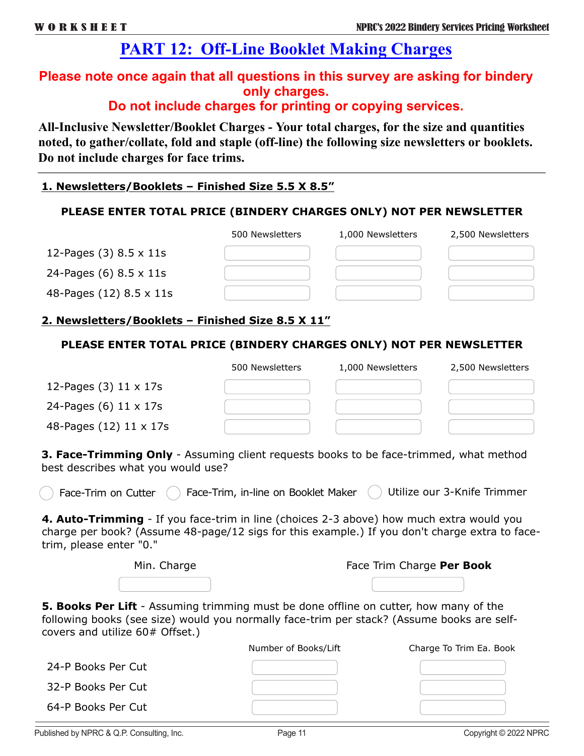# PART 12: Off-Line Booklet Making Charges

**Please note once again that all questions in this survey are asking for bindery only charges.**
**Do not include charges for printing or copying services.**

**All-Inclusive Newsletter/Booklet Charges - Your total charges, for the size and quantities noted, to gather/collate, fold and staple (off-line) the following size newsletters or booklets. Do not include charges for face trims.**

---

## 1. Newsletters/Booklets – Finished Size 5.5 X 8.5”

**PLEASE ENTER TOTAL PRICE (BINDERY CHARGES ONLY) NOT PER NEWSLETTER**

| | 500 Newsletters | 1,000 Newsletters | 2,500 Newsletters |
|---|---|---|---|
| 12-Pages (3) 8.5 x 11s | | | |
| 24-Pages (6) 8.5 x 11s | | | |
| 48-Pages (12) 8.5 x 11s | | | |

## 2. Newsletters/Booklets – Finished Size 8.5 X 11”

**PLEASE ENTER TOTAL PRICE (BINDERY CHARGES ONLY) NOT PER NEWSLETTER**

| | 500 Newsletters | 1,000 Newsletters | 2,500 Newsletters |
|---|---|---|---|
| 12-Pages (3) 11 x 17s | | | |
| 24-Pages (6) 11 x 17s | | | |
| 48-Pages (12) 11 x 17s | | | |

**3. Face-Trimming Only** - Assuming client requests books to be face-trimmed, what method best describes what you would use?

- ○ Face-Trim on Cutter
- ○ Face-Trim, in-line on Booklet Maker
- ○ Utilize our 3-Knife Trimmer

**4. Auto-Trimming** - If you face-trim in line (choices 2-3 above) how much extra would you charge per book? (Assume 48-page/12 sigs for this example.) If you don't charge extra to face-trim, please enter "0."

| Min. Charge | Face Trim Charge **Per Book** |
|---|---|
| | |

**5. Books Per Lift** - Assuming trimming must be done offline on cutter, how many of the following books (see size) would you normally face-trim per stack? (Assume books are self-covers and utilize 60# Offset.)

| | Number of Books/Lift | Charge To Trim Ea. Book |
|---|---|---|
| 24-P Books Per Cut | | |
| 32-P Books Per Cut | | |
| 64-P Books Per Cut | | |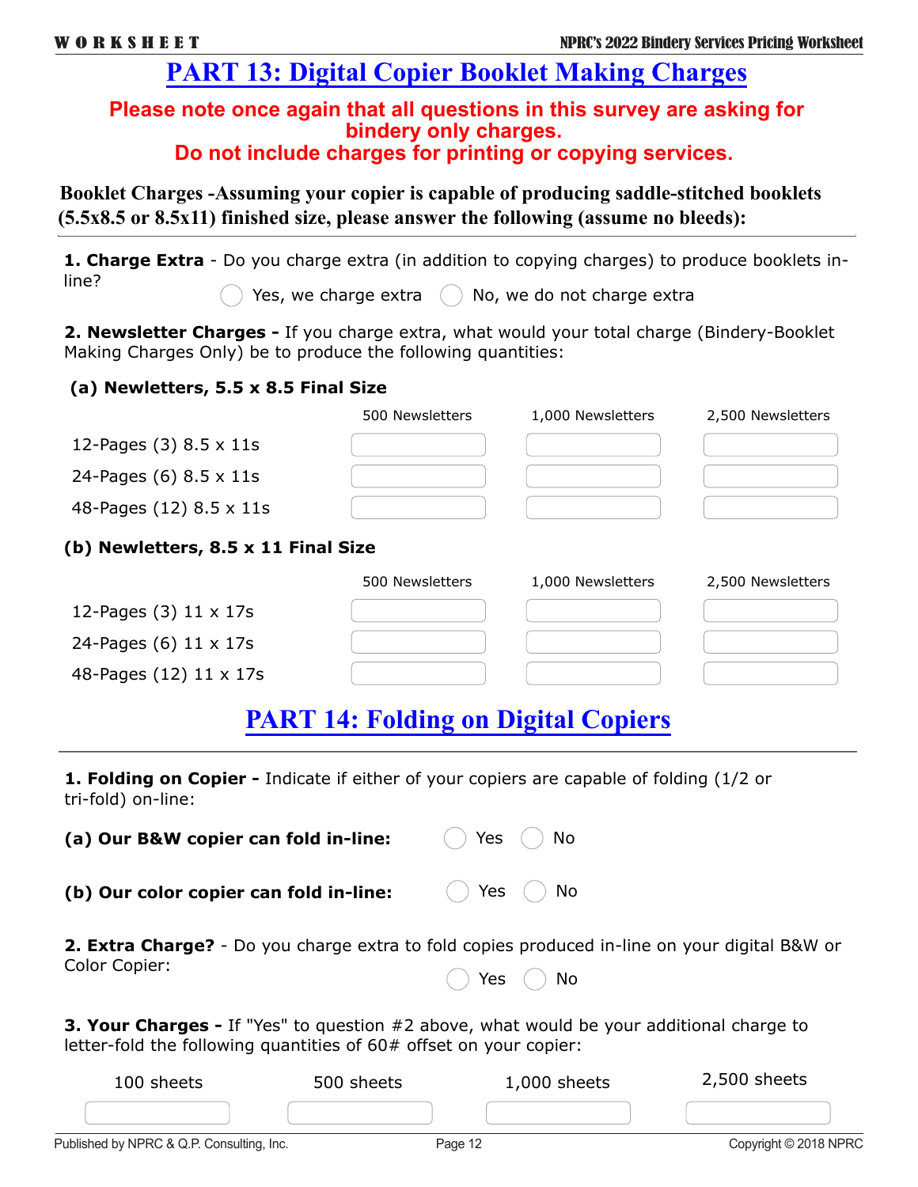# PART 13: Digital Copier Booklet Making Charges

**Please note once again that all questions in this survey are asking for bindery only charges.**
**Do not include charges for printing or copying services.**

**Booklet Charges -Assuming your copier is capable of producing saddle-stitched booklets (5.5x8.5 or 8.5x11) finished size, please answer the following (assume no bleeds):**

**1. Charge Extra** - Do you charge extra (in addition to copying charges) to produce booklets in-line?

◯ Yes, we charge extra ◯ No, we do not charge extra

**2. Newsletter Charges -** If you charge extra, what would your total charge (Bindery-Booklet Making Charges Only) be to produce the following quantities:

**(a) Newletters, 5.5 x 8.5 Final Size**

| | 500 Newsletters | 1,000 Newsletters | 2,500 Newsletters |
|---|---|---|---|
| 12-Pages (3) 8.5 x 11s | | | |
| 24-Pages (6) 8.5 x 11s | | | |
| 48-Pages (12) 8.5 x 11s | | | |

**(b) Newletters, 8.5 x 11 Final Size**

| | 500 Newsletters | 1,000 Newsletters | 2,500 Newsletters |
|---|---|---|---|
| 12-Pages (3) 11 x 17s | | | |
| 24-Pages (6) 11 x 17s | | | |
| 48-Pages (12) 11 x 17s | | | |

# PART 14: Folding on Digital Copiers

**1. Folding on Copier -** Indicate if either of your copiers are capable of folding (1/2 or tri-fold) on-line:

**(a) Our B&W copier can fold in-line:** ◯ Yes ◯ No

**(b) Our color copier can fold in-line:** ◯ Yes ◯ No

**2. Extra Charge?** - Do you charge extra to fold copies produced in-line on your digital B&W or Color Copier:

◯ Yes ◯ No

**3. Your Charges -** If "Yes" to question #2 above, what would be your additional charge to letter-fold the following quantities of 60# offset on your copier:

| 100 sheets | 500 sheets | 1,000 sheets | 2,500 sheets |
|---|---|---|---|
| | | | |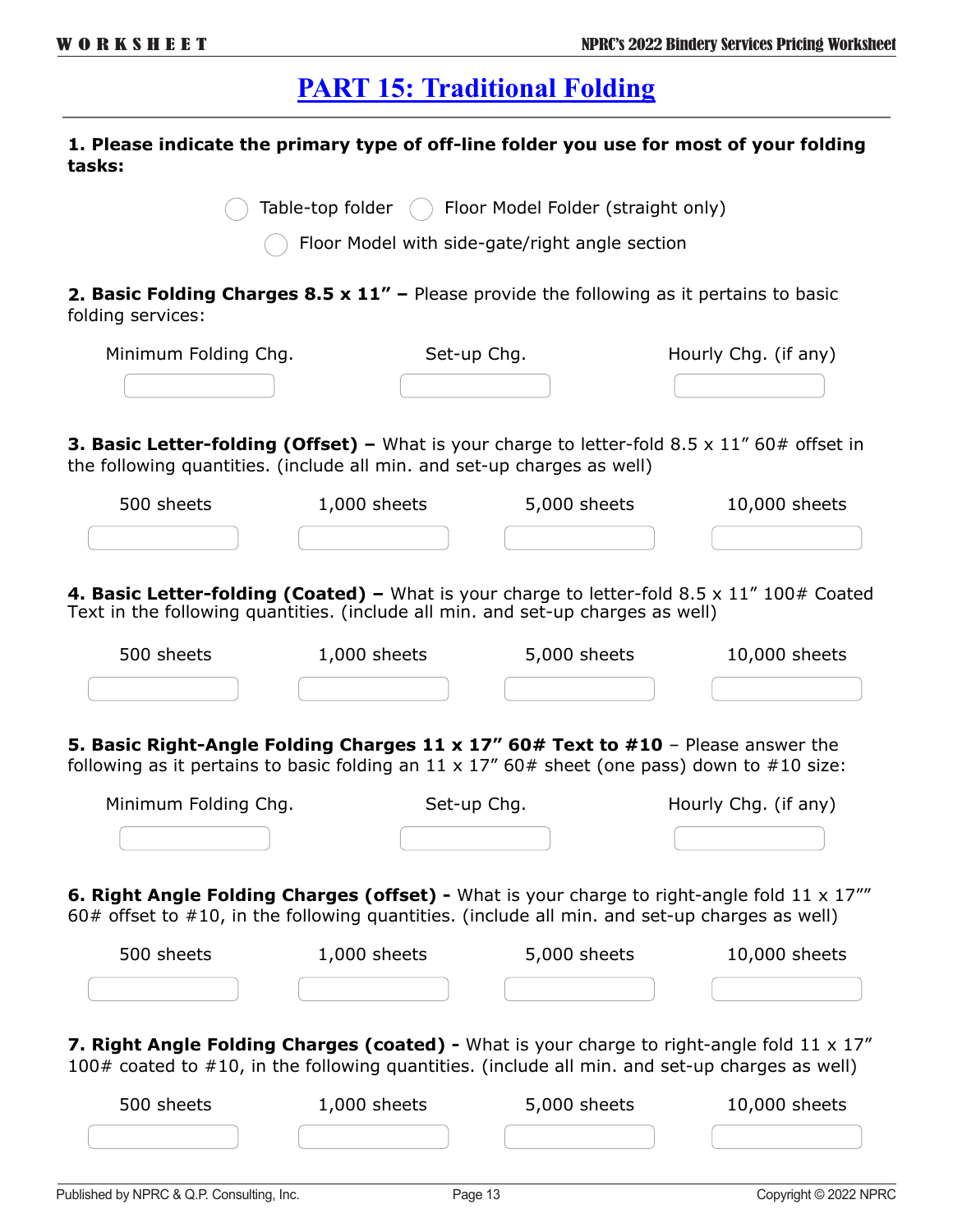# PART 15: Traditional Folding

**1. Please indicate the primary type of off-line folder you use for most of your folding tasks:**

- ◯ Table-top folder
- ◯ Floor Model Folder (straight only)
- ◯ Floor Model with side-gate/right angle section

**2. Basic Folding Charges 8.5 x 11" –** Please provide the following as it pertains to basic folding services:

| Minimum Folding Chg. | Set-up Chg. | Hourly Chg. (if any) |
|---|---|---|
| | | |

**3. Basic Letter-folding (Offset) –** What is your charge to letter-fold 8.5 x 11" 60# offset in the following quantities. (include all min. and set-up charges as well)

| 500 sheets | 1,000 sheets | 5,000 sheets | 10,000 sheets |
|---|---|---|---|
| | | | |

**4. Basic Letter-folding (Coated) –** What is your charge to letter-fold 8.5 x 11" 100# Coated Text in the following quantities. (include all min. and set-up charges as well)

| 500 sheets | 1,000 sheets | 5,000 sheets | 10,000 sheets |
|---|---|---|---|
| | | | |

**5. Basic Right-Angle Folding Charges 11 x 17" 60# Text to #10** – Please answer the following as it pertains to basic folding an 11 x 17" 60# sheet (one pass) down to #10 size:

| Minimum Folding Chg. | Set-up Chg. | Hourly Chg. (if any) |
|---|---|---|
| | | |

**6. Right Angle Folding Charges (offset) -** What is your charge to right-angle fold 11 x 17"" 60# offset to #10, in the following quantities. (include all min. and set-up charges as well)

| 500 sheets | 1,000 sheets | 5,000 sheets | 10,000 sheets |
|---|---|---|---|
| | | | |

**7. Right Angle Folding Charges (coated) -** What is your charge to right-angle fold 11 x 17" 100# coated to #10, in the following quantities. (include all min. and set-up charges as well)

| 500 sheets | 1,000 sheets | 5,000 sheets | 10,000 sheets |
|---|---|---|---|
| | | | |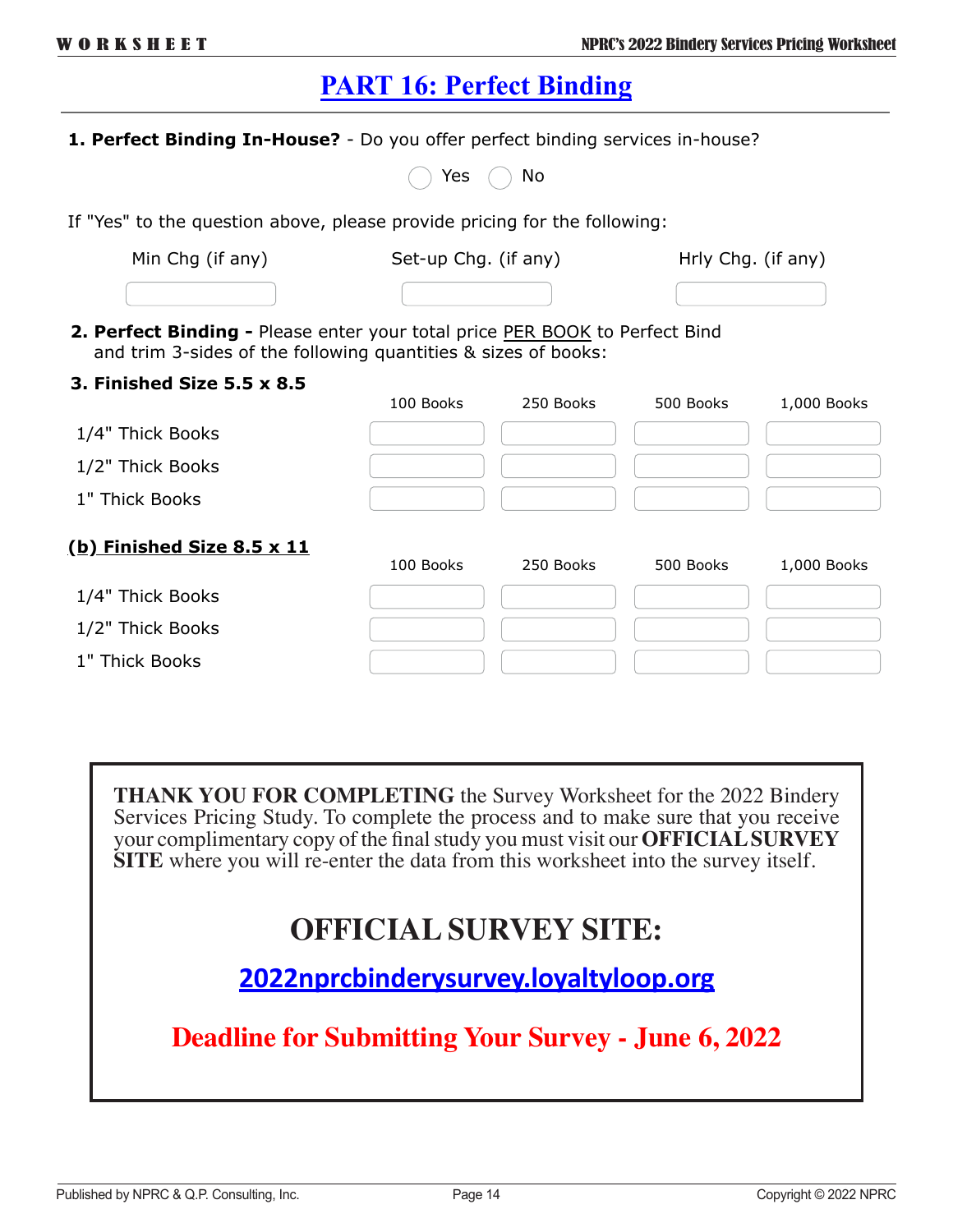# PART 16: Perfect Binding

**1. Perfect Binding In-House?** - Do you offer perfect binding services in-house?

◯ Yes ◯ No

If "Yes" to the question above, please provide pricing for the following:

| Min Chg (if any) | Set-up Chg. (if any) | Hrly Chg. (if any) |
|---|---|---|
| | | |

**2. Perfect Binding -** Please enter your total price PER BOOK to Perfect Bind and trim 3-sides of the following quantities & sizes of books:

**3. Finished Size 5.5 x 8.5**

| | 100 Books | 250 Books | 500 Books | 1,000 Books |
|---|---|---|---|---|
| 1/4" Thick Books | | | | |
| 1/2" Thick Books | | | | |
| 1" Thick Books | | | | |

**(b) Finished Size 8.5 x 11**

| | 100 Books | 250 Books | 500 Books | 1,000 Books |
|---|---|---|---|---|
| 1/4" Thick Books | | | | |
| 1/2" Thick Books | | | | |
| 1" Thick Books | | | | |

**THANK YOU FOR COMPLETING** the Survey Worksheet for the 2022 Bindery Services Pricing Study. To complete the process and to make sure that you receive your complimentary copy of the final study you must visit our **OFFICIAL SURVEY SITE** where you will re-enter the data from this worksheet into the survey itself.

## OFFICIAL SURVEY SITE:

**2022nprcbinderysurvey.loyaltyloop.org**

**Deadline for Submitting Your Survey - June 6, 2022**